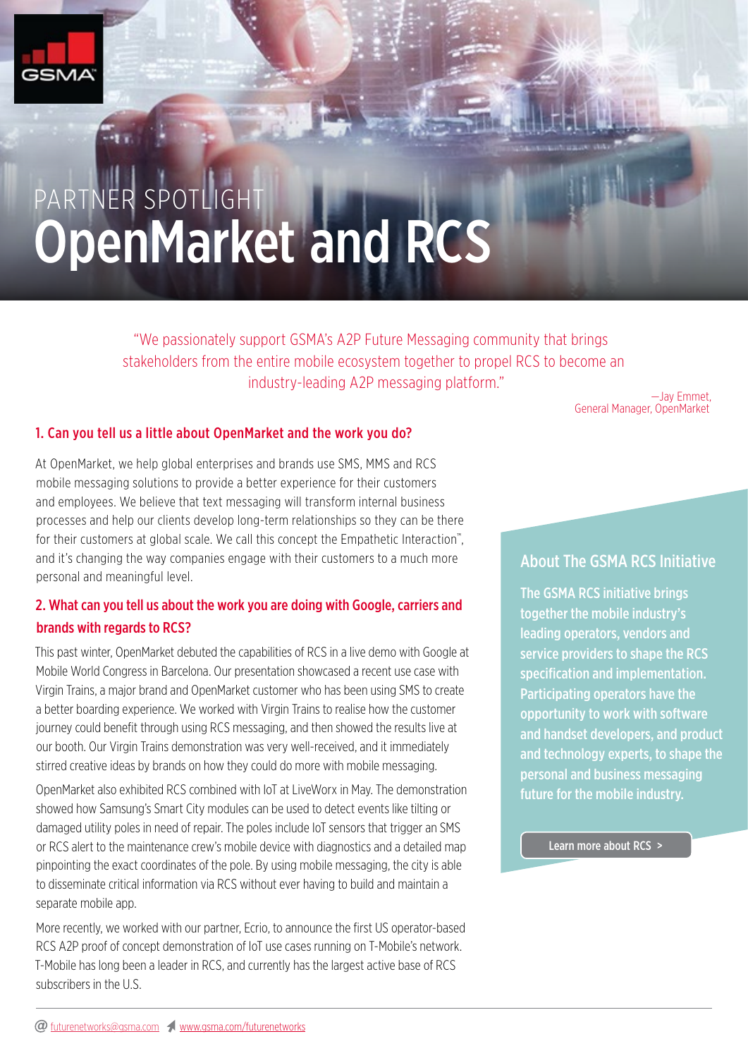PARTNER SPOTLIGHT

# OpenMarket and RCS

"We passionately support GSMA's A2P Future Messaging community that brings stakeholders from the entire mobile ecosystem together to propel RCS to become an industry-leading A2P messaging platform."

—Jay Emmet,
General Manager, OpenMarket

## 1. Can you tell us a little about OpenMarket and the work you do?

At OpenMarket, we help global enterprises and brands use SMS, MMS and RCS mobile messaging solutions to provide a better experience for their customers and employees. We believe that text messaging will transform internal business processes and help our clients develop long-term relationships so they can be there for their customers at global scale. We call this concept the Empathetic Interaction™, and it's changing the way companies engage with their customers to a much more personal and meaningful level.

## 2. What can you tell us about the work you are doing with Google, carriers and brands with regards to RCS?

This past winter, OpenMarket debuted the capabilities of RCS in a live demo with Google at Mobile World Congress in Barcelona. Our presentation showcased a recent use case with Virgin Trains, a major brand and OpenMarket customer who has been using SMS to create a better boarding experience. We worked with Virgin Trains to realise how the customer journey could benefit through using RCS messaging, and then showed the results live at our booth. Our Virgin Trains demonstration was very well-received, and it immediately stirred creative ideas by brands on how they could do more with mobile messaging.

OpenMarket also exhibited RCS combined with IoT at LiveWorx in May. The demonstration showed how Samsung's Smart City modules can be used to detect events like tilting or damaged utility poles in need of repair. The poles include IoT sensors that trigger an SMS or RCS alert to the maintenance crew's mobile device with diagnostics and a detailed map pinpointing the exact coordinates of the pole. By using mobile messaging, the city is able to disseminate critical information via RCS without ever having to build and maintain a separate mobile app.

More recently, we worked with our partner, Ecrio, to announce the first US operator-based RCS A2P proof of concept demonstration of IoT use cases running on T-Mobile's network. T-Mobile has long been a leader in RCS, and currently has the largest active base of RCS subscribers in the U.S.

### About The GSMA RCS Initiative

**The GSMA RCS initiative brings together the mobile industry's leading operators, vendors and service providers to shape the RCS specification and implementation. Participating operators have the opportunity to work with software and handset developers, and product and technology experts, to shape the personal and business messaging future for the mobile industry.**

Learn more about RCS >

futurenetworks@gsma.com www.gsma.com/futurenetworks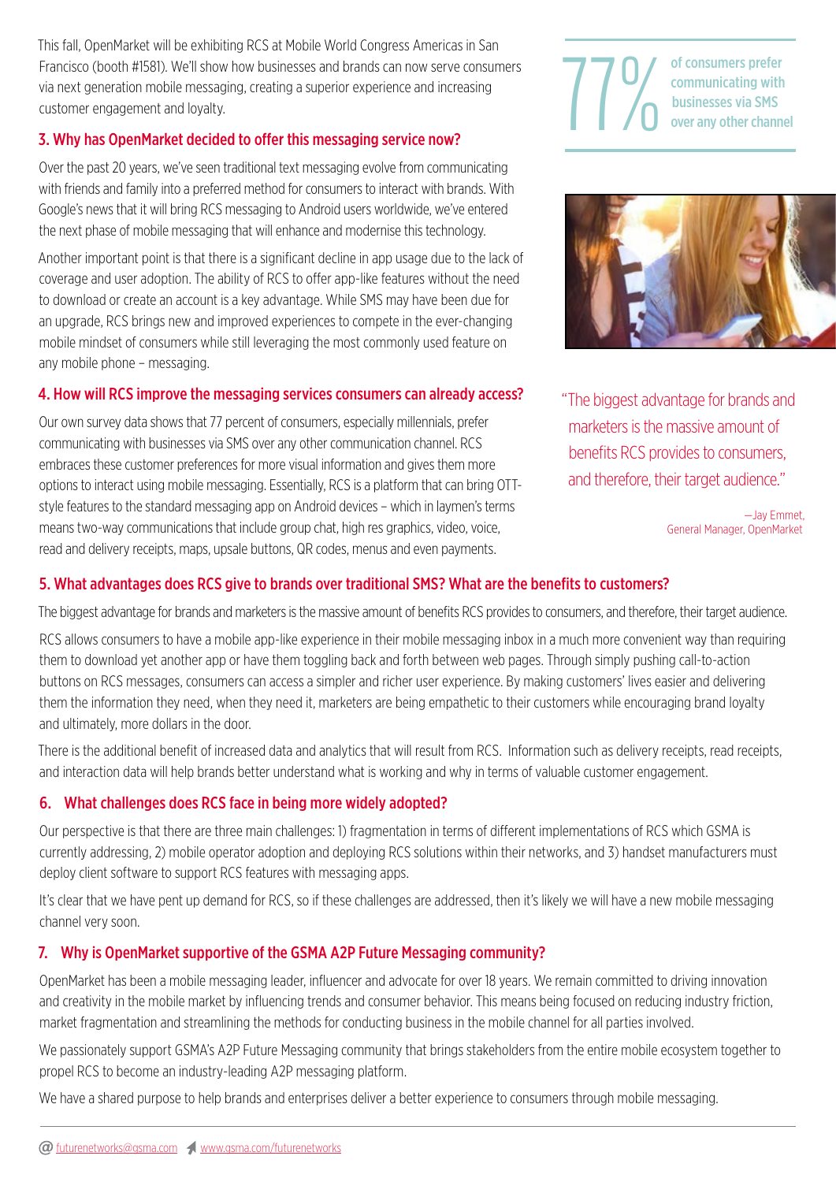This fall, OpenMarket will be exhibiting RCS at Mobile World Congress Americas in San Francisco (booth #1581). We'll show how businesses and brands can now serve consumers via next generation mobile messaging, creating a superior experience and increasing customer engagement and loyalty.

### 3. Why has OpenMarket decided to offer this messaging service now?

Over the past 20 years, we've seen traditional text messaging evolve from communicating with friends and family into a preferred method for consumers to interact with brands. With Google's news that it will bring RCS messaging to Android users worldwide, we've entered the next phase of mobile messaging that will enhance and modernise this technology.

Another important point is that there is a significant decline in app usage due to the lack of coverage and user adoption. The ability of RCS to offer app-like features without the need to download or create an account is a key advantage. While SMS may have been due for an upgrade, RCS brings new and improved experiences to compete in the ever-changing mobile mindset of consumers while still leveraging the most commonly used feature on any mobile phone – messaging.

### 4. How will RCS improve the messaging services consumers can already access?

Our own survey data shows that 77 percent of consumers, especially millennials, prefer communicating with businesses via SMS over any other communication channel. RCS embraces these customer preferences for more visual information and gives them more options to interact using mobile messaging. Essentially, RCS is a platform that can bring OTT-style features to the standard messaging app on Android devices – which in laymen's terms means two-way communications that include group chat, high res graphics, video, voice, read and delivery receipts, maps, upsale buttons, QR codes, menus and even payments.

77% of consumers prefer communicating with businesses via SMS over any other channel

"The biggest advantage for brands and marketers is the massive amount of benefits RCS provides to consumers, and therefore, their target audience."

—Jay Emmet,
General Manager, OpenMarket

### 5. What advantages does RCS give to brands over traditional SMS? What are the benefits to customers?

The biggest advantage for brands and marketers is the massive amount of benefits RCS provides to consumers, and therefore, their target audience.

RCS allows consumers to have a mobile app-like experience in their mobile messaging inbox in a much more convenient way than requiring them to download yet another app or have them toggling back and forth between web pages. Through simply pushing call-to-action buttons on RCS messages, consumers can access a simpler and richer user experience. By making customers' lives easier and delivering them the information they need, when they need it, marketers are being empathetic to their customers while encouraging brand loyalty and ultimately, more dollars in the door.

There is the additional benefit of increased data and analytics that will result from RCS. Information such as delivery receipts, read receipts, and interaction data will help brands better understand what is working and why in terms of valuable customer engagement.

### 6. What challenges does RCS face in being more widely adopted?

Our perspective is that there are three main challenges: 1) fragmentation in terms of different implementations of RCS which GSMA is currently addressing, 2) mobile operator adoption and deploying RCS solutions within their networks, and 3) handset manufacturers must deploy client software to support RCS features with messaging apps.

It's clear that we have pent up demand for RCS, so if these challenges are addressed, then it's likely we will have a new mobile messaging channel very soon.

### 7. Why is OpenMarket supportive of the GSMA A2P Future Messaging community?

OpenMarket has been a mobile messaging leader, influencer and advocate for over 18 years. We remain committed to driving innovation and creativity in the mobile market by influencing trends and consumer behavior. This means being focused on reducing industry friction, market fragmentation and streamlining the methods for conducting business in the mobile channel for all parties involved.

We passionately support GSMA's A2P Future Messaging community that brings stakeholders from the entire mobile ecosystem together to propel RCS to become an industry-leading A2P messaging platform.

We have a shared purpose to help brands and enterprises deliver a better experience to consumers through mobile messaging.

futurenetworks@gsma.com www.gsma.com/futurenetworks